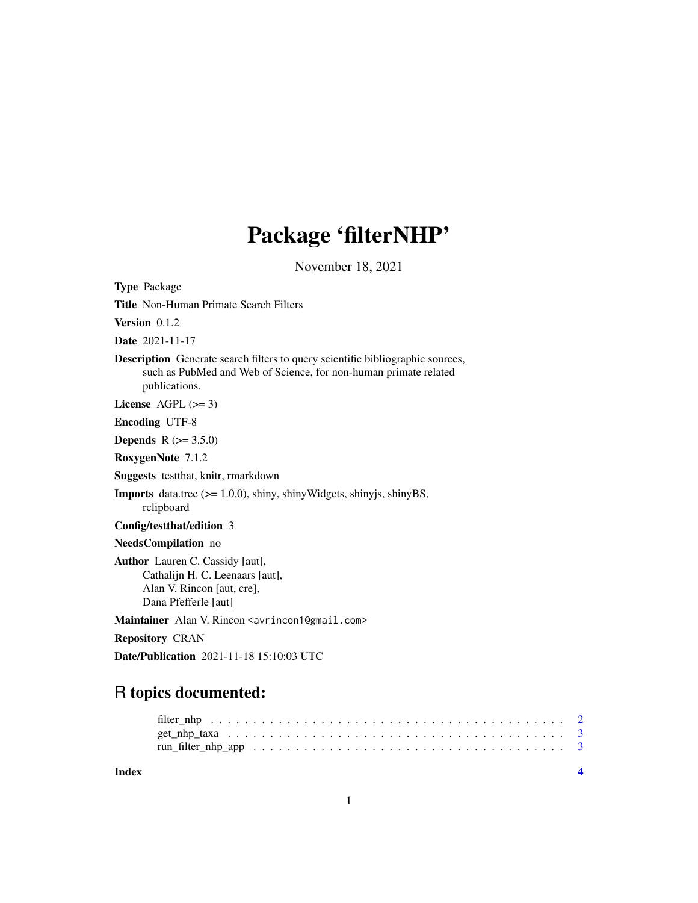# Package 'filterNHP'

November 18, 2021

**Type** Package

**Title** Non-Human Primate Search Filters

**Version** 0.1.2

**Date** 2021-11-17

**Description** Generate search filters to query scientific bibliographic sources, such as PubMed and Web of Science, for non-human primate related publications.

**License** AGPL (>= 3)

**Encoding** UTF-8

**Depends** R (>= 3.5.0)

**RoxygenNote** 7.1.2

**Suggests** testthat, knitr, rmarkdown

**Imports** data.tree (>= 1.0.0), shiny, shinyWidgets, shinyjs, shinyBS, rclipboard

**Config/testthat/edition** 3

**NeedsCompilation** no

**Author** Lauren C. Cassidy [aut],
Cathalijn H. C. Leenaars [aut],
Alan V. Rincon [aut, cre],
Dana Pfefferle [aut]

**Maintainer** Alan V. Rincon <avrincon1@gmail.com>

**Repository** CRAN

**Date/Publication** 2021-11-18 15:10:03 UTC

## R topics documented:

filter_nhp . . . . . . . . . . . . . . . . . . . . . . . . . . . . . . . . . . . . . . . . 2
get_nhp_taxa . . . . . . . . . . . . . . . . . . . . . . . . . . . . . . . . . . . . . . 3
run_filter_nhp_app . . . . . . . . . . . . . . . . . . . . . . . . . . . . . . . . . . 3

**Index** **4**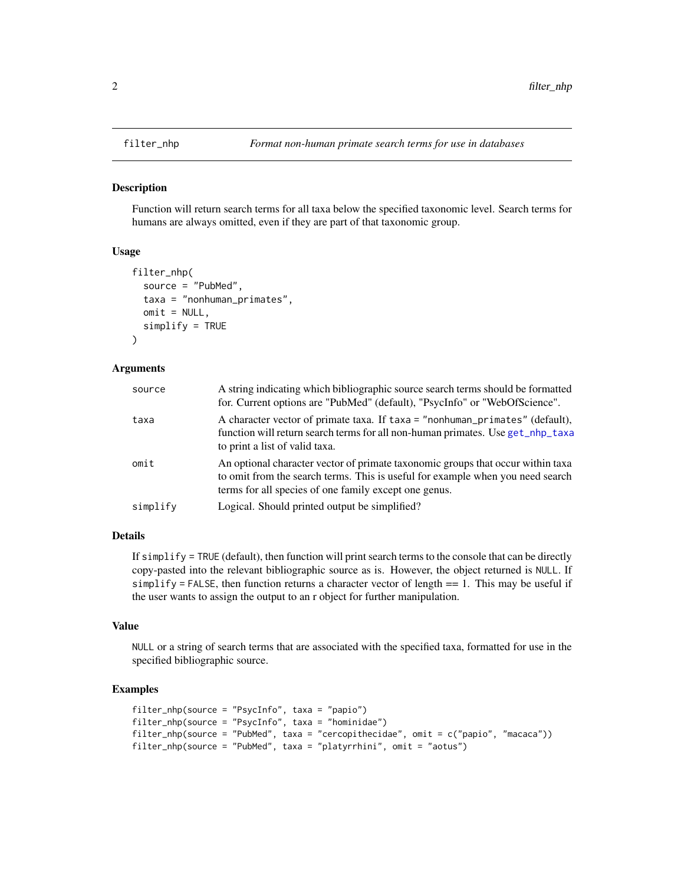# filter_nhp    *Format non-human primate search terms for use in databases*

## Description

Function will return search terms for all taxa below the specified taxonomic level. Search terms for humans are always omitted, even if they are part of that taxonomic group.

## Usage

```
filter_nhp(
  source = "PubMed",
  taxa = "nonhuman_primates",
  omit = NULL,
  simplify = TRUE
)
```

## Arguments

| | |
|---|---|
| source | A string indicating which bibliographic source search terms should be formatted for. Current options are "PubMed" (default), "PsycInfo" or "WebOfScience". |
| taxa | A character vector of primate taxa. If `taxa = "nonhuman_primates"` (default), function will return search terms for all non-human primates. Use `get_nhp_taxa` to print a list of valid taxa. |
| omit | An optional character vector of primate taxonomic groups that occur within taxa to omit from the search terms. This is useful for example when you need search terms for all species of one family except one genus. |
| simplify | Logical. Should printed output be simplified? |

## Details

If `simplify = TRUE` (default), then function will print search terms to the console that can be directly copy-pasted into the relevant bibliographic source as is. However, the object returned is `NULL`. If `simplify = FALSE`, then function returns a character vector of length == 1. This may be useful if the user wants to assign the output to an r object for further manipulation.

## Value

`NULL` or a string of search terms that are associated with the specified taxa, formatted for use in the specified bibliographic source.

## Examples

```
filter_nhp(source = "PsycInfo", taxa = "papio")
filter_nhp(source = "PsycInfo", taxa = "hominidae")
filter_nhp(source = "PubMed", taxa = "cercopithecidae", omit = c("papio", "macaca"))
filter_nhp(source = "PubMed", taxa = "platyrrhini", omit = "aotus")
```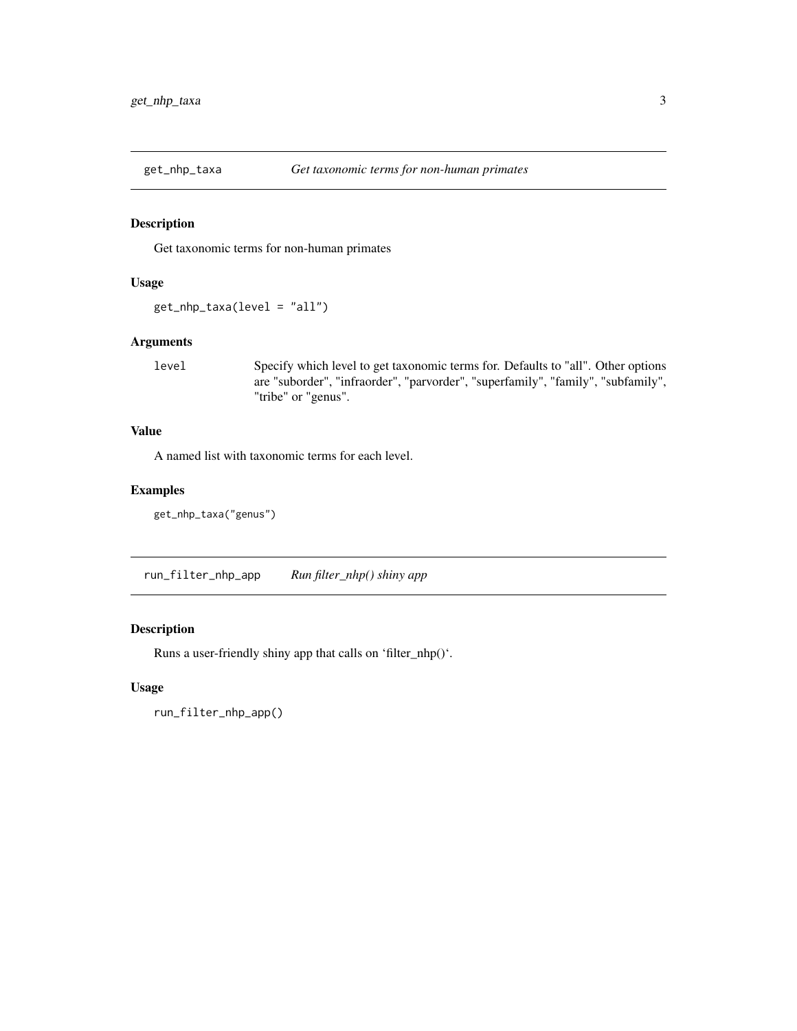## get_nhp_taxa — *Get taxonomic terms for non-human primates*

### Description

Get taxonomic terms for non-human primates

### Usage

```
get_nhp_taxa(level = "all")
```

### Arguments

| | |
|---|---|
| level | Specify which level to get taxonomic terms for. Defaults to "all". Other options are "suborder", "infraorder", "parvorder", "superfamily", "family", "subfamily", "tribe" or "genus". |

### Value

A named list with taxonomic terms for each level.

### Examples

```
get_nhp_taxa("genus")
```

## run_filter_nhp_app — *Run filter_nhp() shiny app*

### Description

Runs a user-friendly shiny app that calls on 'filter_nhp()'.

### Usage

```
run_filter_nhp_app()
```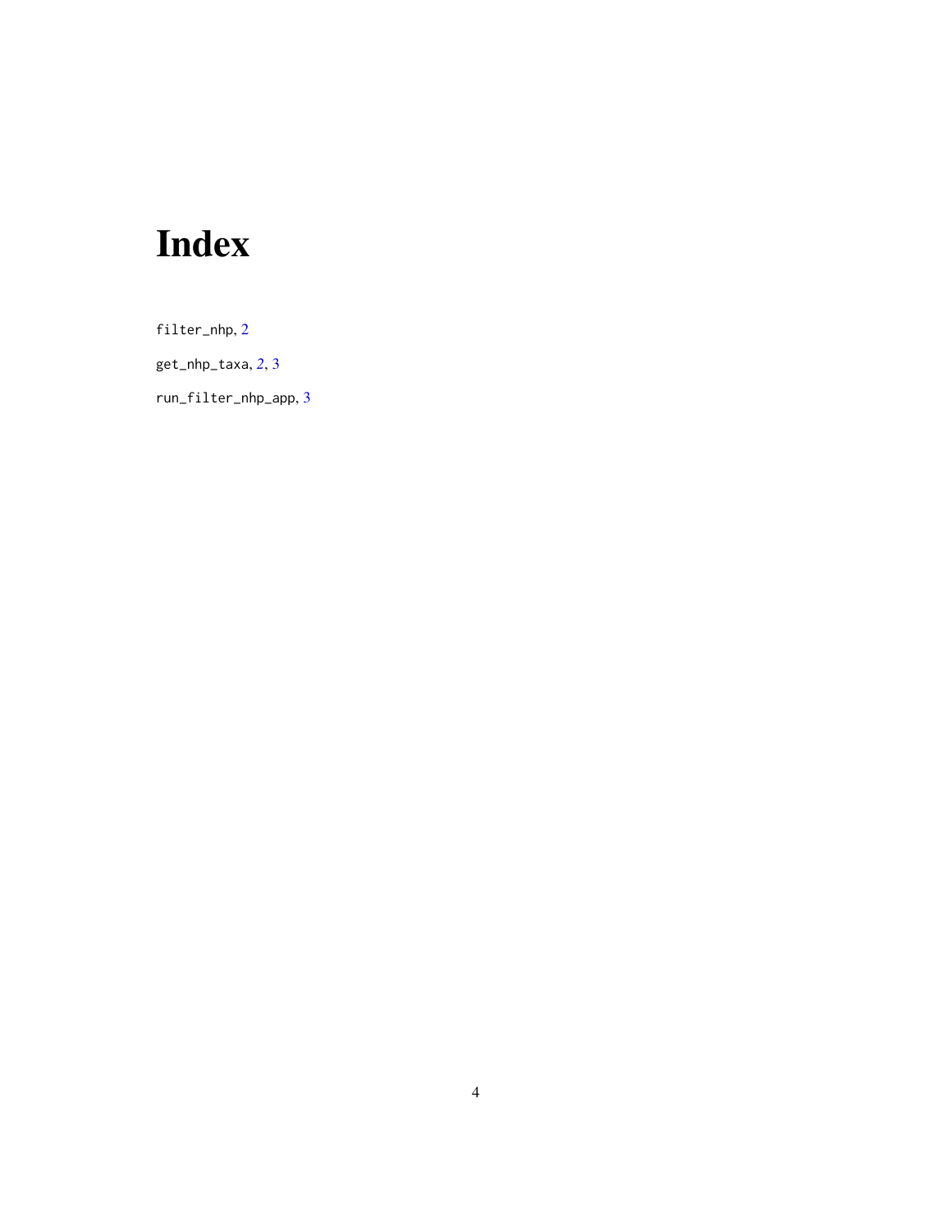# Index

filter_nhp, 2

get_nhp_taxa, *2*, 3

run_filter_nhp_app, 3